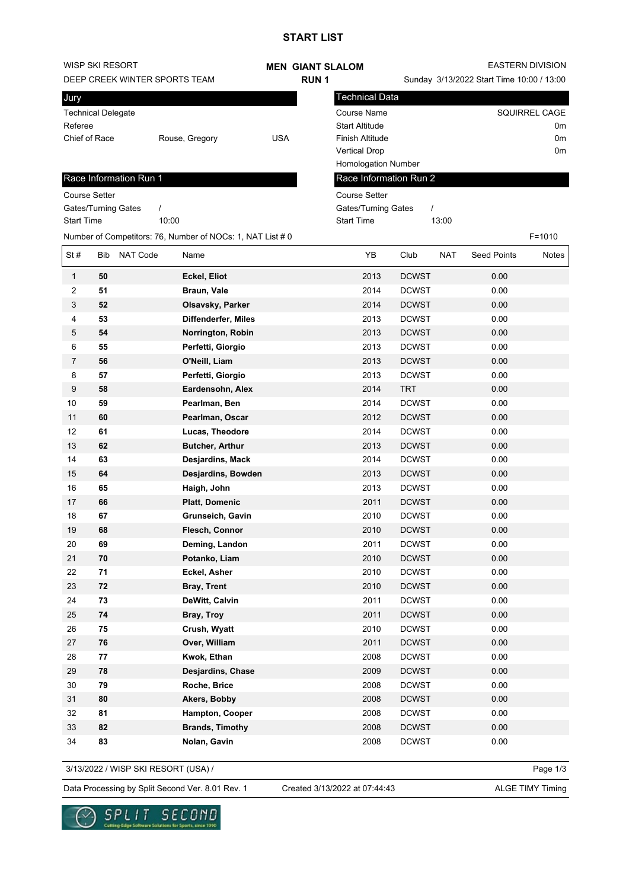# START LIST

WISP SKI RESORT
DEEP CREEK WINTER SPORTS TEAM

**MEN GIANT SLALOM**
**RUN 1**

EASTERN DIVISION
Sunday 3/13/2022 Start Time 10:00 / 13:00

| Jury | | |
|---|---|---|
| Technical Delegate | | |
| Referee | | |
| Chief of Race | Rouse, Gregory | USA |

| Technical Data | |
|---|---|
| Course Name | SQUIRREL CAGE |
| Start Altitude | 0m |
| Finish Altitude | 0m |
| Vertical Drop | 0m |
| Homologation Number | |

| Race Information Run 1 | |
|---|---|
| Course Setter | |
| Gates/Turning Gates | / |
| Start Time | 10:00 |

| Race Information Run 2 | |
|---|---|
| Course Setter | |
| Gates/Turning Gates | / |
| Start Time | 13:00 |

Number of Competitors: 76, Number of NOCs: 1, NAT List # 0

F=1010

| St # | Bib | NAT Code | Name | YB | Club | NAT | Seed Points | Notes |
|---|---|---|---|---|---|---|---|---|
| 1 | **50** | | **Eckel, Eliot** | 2013 | DCWST | | 0.00 | |
| 2 | **51** | | **Braun, Vale** | 2014 | DCWST | | 0.00 | |
| 3 | **52** | | **Olsavsky, Parker** | 2014 | DCWST | | 0.00 | |
| 4 | **53** | | **Diffenderfer, Miles** | 2013 | DCWST | | 0.00 | |
| 5 | **54** | | **Norrington, Robin** | 2013 | DCWST | | 0.00 | |
| 6 | **55** | | **Perfetti, Giorgio** | 2013 | DCWST | | 0.00 | |
| 7 | **56** | | **O'Neill, Liam** | 2013 | DCWST | | 0.00 | |
| 8 | **57** | | **Perfetti, Giorgio** | 2013 | DCWST | | 0.00 | |
| 9 | **58** | | **Eardensohn, Alex** | 2014 | TRT | | 0.00 | |
| 10 | **59** | | **Pearlman, Ben** | 2014 | DCWST | | 0.00 | |
| 11 | **60** | | **Pearlman, Oscar** | 2012 | DCWST | | 0.00 | |
| 12 | **61** | | **Lucas, Theodore** | 2014 | DCWST | | 0.00 | |
| 13 | **62** | | **Butcher, Arthur** | 2013 | DCWST | | 0.00 | |
| 14 | **63** | | **Desjardins, Mack** | 2014 | DCWST | | 0.00 | |
| 15 | **64** | | **Desjardins, Bowden** | 2013 | DCWST | | 0.00 | |
| 16 | **65** | | **Haigh, John** | 2013 | DCWST | | 0.00 | |
| 17 | **66** | | **Platt, Domenic** | 2011 | DCWST | | 0.00 | |
| 18 | **67** | | **Grunseich, Gavin** | 2010 | DCWST | | 0.00 | |
| 19 | **68** | | **Flesch, Connor** | 2010 | DCWST | | 0.00 | |
| 20 | **69** | | **Deming, Landon** | 2011 | DCWST | | 0.00 | |
| 21 | **70** | | **Potanko, Liam** | 2010 | DCWST | | 0.00 | |
| 22 | **71** | | **Eckel, Asher** | 2010 | DCWST | | 0.00 | |
| 23 | **72** | | **Bray, Trent** | 2010 | DCWST | | 0.00 | |
| 24 | **73** | | **DeWitt, Calvin** | 2011 | DCWST | | 0.00 | |
| 25 | **74** | | **Bray, Troy** | 2011 | DCWST | | 0.00 | |
| 26 | **75** | | **Crush, Wyatt** | 2010 | DCWST | | 0.00 | |
| 27 | **76** | | **Over, William** | 2011 | DCWST | | 0.00 | |
| 28 | **77** | | **Kwok, Ethan** | 2008 | DCWST | | 0.00 | |
| 29 | **78** | | **Desjardins, Chase** | 2009 | DCWST | | 0.00 | |
| 30 | **79** | | **Roche, Brice** | 2008 | DCWST | | 0.00 | |
| 31 | **80** | | **Akers, Bobby** | 2008 | DCWST | | 0.00 | |
| 32 | **81** | | **Hampton, Cooper** | 2008 | DCWST | | 0.00 | |
| 33 | **82** | | **Brands, Timothy** | 2008 | DCWST | | 0.00 | |
| 34 | **83** | | **Nolan, Gavin** | 2008 | DCWST | | 0.00 | |

3/13/2022 / WISP SKI RESORT (USA) /

Data Processing by Split Second Ver. 8.01 Rev. 1 | Created 3/13/2022 at 07:44:43 | ALGE TIMY Timing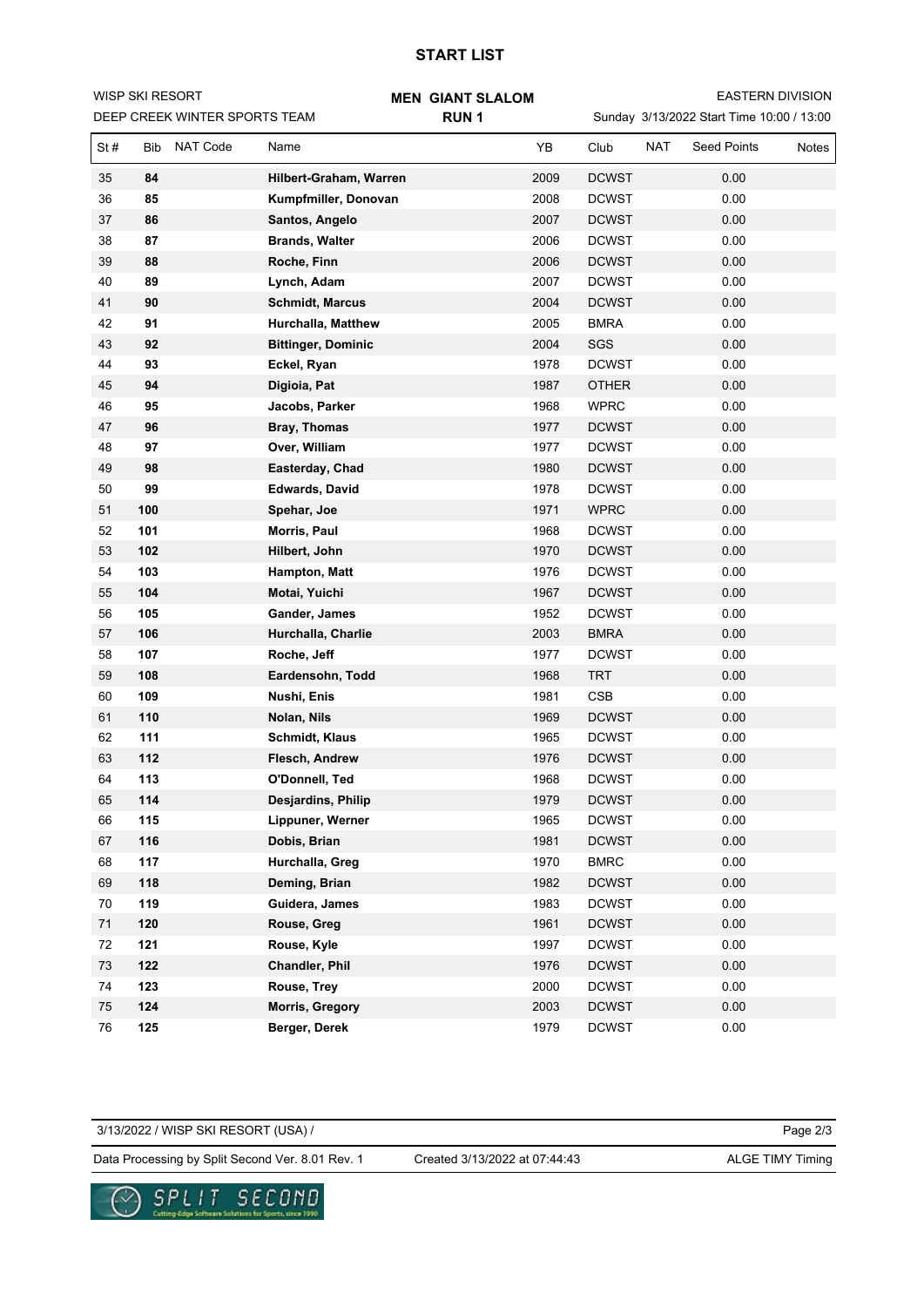# START LIST

WISP SKI RESORT
DEEP CREEK WINTER SPORTS TEAM

**MEN GIANT SLALOM**
**RUN 1**

EASTERN DIVISION
Sunday 3/13/2022 Start Time 10:00 / 13:00

| St # | Bib | NAT Code | Name | YB | Club | NAT | Seed Points | Notes |
|---|---|---|---|---|---|---|---|---|
| 35 | **84** | | **Hilbert-Graham, Warren** | 2009 | DCWST | | 0.00 | |
| 36 | **85** | | **Kumpfmiller, Donovan** | 2008 | DCWST | | 0.00 | |
| 37 | **86** | | **Santos, Angelo** | 2007 | DCWST | | 0.00 | |
| 38 | **87** | | **Brands, Walter** | 2006 | DCWST | | 0.00 | |
| 39 | **88** | | **Roche, Finn** | 2006 | DCWST | | 0.00 | |
| 40 | **89** | | **Lynch, Adam** | 2007 | DCWST | | 0.00 | |
| 41 | **90** | | **Schmidt, Marcus** | 2004 | DCWST | | 0.00 | |
| 42 | **91** | | **Hurchalla, Matthew** | 2005 | BMRA | | 0.00 | |
| 43 | **92** | | **Bittinger, Dominic** | 2004 | SGS | | 0.00 | |
| 44 | **93** | | **Eckel, Ryan** | 1978 | DCWST | | 0.00 | |
| 45 | **94** | | **Digioia, Pat** | 1987 | OTHER | | 0.00 | |
| 46 | **95** | | **Jacobs, Parker** | 1968 | WPRC | | 0.00 | |
| 47 | **96** | | **Bray, Thomas** | 1977 | DCWST | | 0.00 | |
| 48 | **97** | | **Over, William** | 1977 | DCWST | | 0.00 | |
| 49 | **98** | | **Easterday, Chad** | 1980 | DCWST | | 0.00 | |
| 50 | **99** | | **Edwards, David** | 1978 | DCWST | | 0.00 | |
| 51 | **100** | | **Spehar, Joe** | 1971 | WPRC | | 0.00 | |
| 52 | **101** | | **Morris, Paul** | 1968 | DCWST | | 0.00 | |
| 53 | **102** | | **Hilbert, John** | 1970 | DCWST | | 0.00 | |
| 54 | **103** | | **Hampton, Matt** | 1976 | DCWST | | 0.00 | |
| 55 | **104** | | **Motai, Yuichi** | 1967 | DCWST | | 0.00 | |
| 56 | **105** | | **Gander, James** | 1952 | DCWST | | 0.00 | |
| 57 | **106** | | **Hurchalla, Charlie** | 2003 | BMRA | | 0.00 | |
| 58 | **107** | | **Roche, Jeff** | 1977 | DCWST | | 0.00 | |
| 59 | **108** | | **Eardensohn, Todd** | 1968 | TRT | | 0.00 | |
| 60 | **109** | | **Nushi, Enis** | 1981 | CSB | | 0.00 | |
| 61 | **110** | | **Nolan, Nils** | 1969 | DCWST | | 0.00 | |
| 62 | **111** | | **Schmidt, Klaus** | 1965 | DCWST | | 0.00 | |
| 63 | **112** | | **Flesch, Andrew** | 1976 | DCWST | | 0.00 | |
| 64 | **113** | | **O'Donnell, Ted** | 1968 | DCWST | | 0.00 | |
| 65 | **114** | | **Desjardins, Philip** | 1979 | DCWST | | 0.00 | |
| 66 | **115** | | **Lippuner, Werner** | 1965 | DCWST | | 0.00 | |
| 67 | **116** | | **Dobis, Brian** | 1981 | DCWST | | 0.00 | |
| 68 | **117** | | **Hurchalla, Greg** | 1970 | BMRC | | 0.00 | |
| 69 | **118** | | **Deming, Brian** | 1982 | DCWST | | 0.00 | |
| 70 | **119** | | **Guidera, James** | 1983 | DCWST | | 0.00 | |
| 71 | **120** | | **Rouse, Greg** | 1961 | DCWST | | 0.00 | |
| 72 | **121** | | **Rouse, Kyle** | 1997 | DCWST | | 0.00 | |
| 73 | **122** | | **Chandler, Phil** | 1976 | DCWST | | 0.00 | |
| 74 | **123** | | **Rouse, Trey** | 2000 | DCWST | | 0.00 | |
| 75 | **124** | | **Morris, Gregory** | 2003 | DCWST | | 0.00 | |
| 76 | **125** | | **Berger, Derek** | 1979 | DCWST | | 0.00 | |

3/13/2022 / WISP SKI RESORT (USA) /

Data Processing by Split Second Ver. 8.01 Rev. 1 — Created 3/13/2022 at 07:44:43 — ALGE TIMY Timing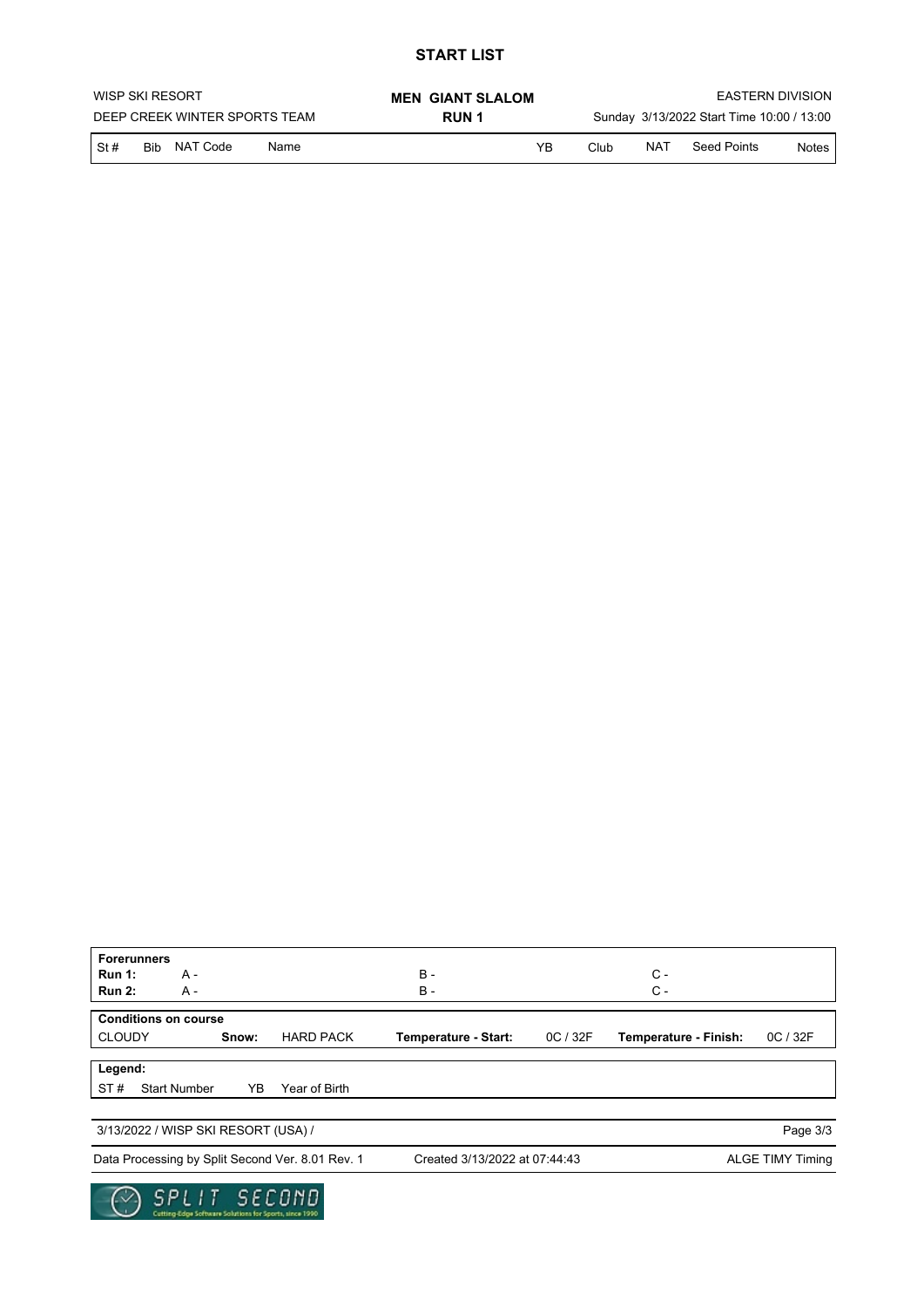# START LIST

WISP SKI RESORT
DEEP CREEK WINTER SPORTS TEAM

**MEN GIANT SLALOM**
**RUN 1**

EASTERN DIVISION
Sunday 3/13/2022 Start Time 10:00 / 13:00

| St # | Bib | NAT Code | Name | YB | Club | NAT | Seed Points | Notes |
|---|---|---|---|---|---|---|---|---|

| **Forerunners** | | | |
|---|---|---|---|
| **Run 1:** | A - | B - | C - |
| **Run 2:** | A - | B - | C - |

| **Conditions on course** | | | | | | | |
|---|---|---|---|---|---|---|---|
| CLOUDY | **Snow:** | HARD PACK | **Temperature - Start:** | 0C / 32F | **Temperature - Finish:** | 0C / 32F | |

| **Legend:** | | | |
|---|---|---|---|
| ST # | Start Number | YB | Year of Birth |

3/13/2022 / WISP SKI RESORT (USA) /

Data Processing by Split Second Ver. 8.01 Rev. 1 &nbsp;&nbsp; Created 3/13/2022 at 07:44:43 &nbsp;&nbsp; ALGE TIMY Timing

SPLIT SECOND
Cutting-Edge Software Solutions for Sports, since 1990